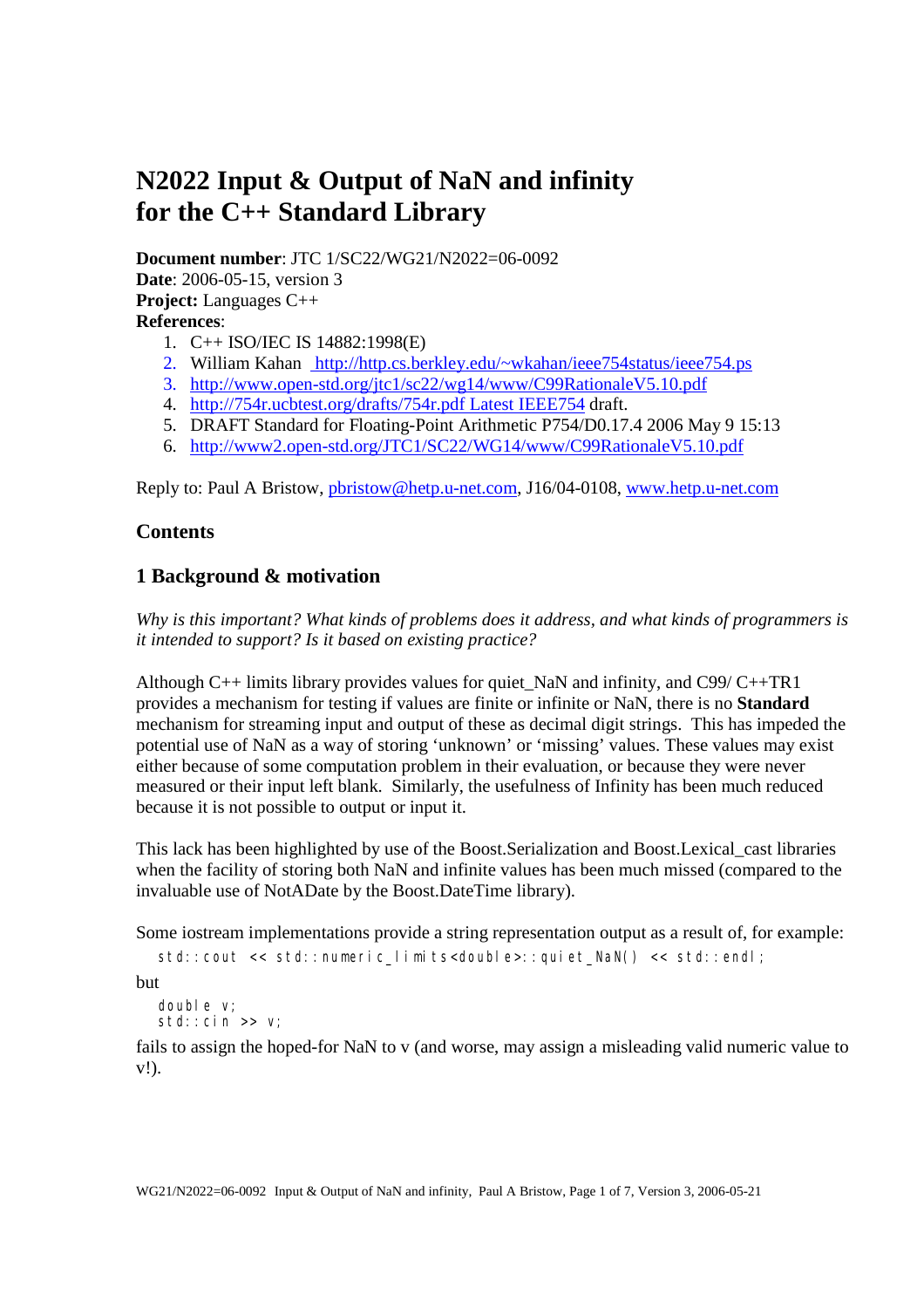# N2022 Input & Output of NaN and infinity for the C++ Standard Library

**Document number**: JTC 1/SC22/WG21/N2022=06-0092
**Date**: 2006-05-15, version 3
**Project:** Languages C++
**References**:

1. C++ ISO/IEC IS 14882:1998(E)
2. William Kahan http://http.cs.berkley.edu/~wkahan/ieee754status/ieee754.ps
3. http://www.open-std.org/jtc1/sc22/wg14/www/C99RationaleV5.10.pdf
4. http://754r.ucbtest.org/drafts/754r.pdf Latest IEEE754 draft.
5. DRAFT Standard for Floating-Point Arithmetic P754/D0.17.4 2006 May 9 15:13
6. http://www2.open-std.org/JTC1/SC22/WG14/www/C99RationaleV5.10.pdf

Reply to: Paul A Bristow, pbristow@hetp.u-net.com, J16/04-0108, www.hetp.u-net.com

## Contents

## 1 Background & motivation

*Why is this important? What kinds of problems does it address, and what kinds of programmers is it intended to support? Is it based on existing practice?*

Although C++ limits library provides values for quiet_NaN and infinity, and C99/ C++TR1 provides a mechanism for testing if values are finite or infinite or NaN, there is no **Standard** mechanism for streaming input and output of these as decimal digit strings. This has impeded the potential use of NaN as a way of storing 'unknown' or 'missing' values. These values may exist either because of some computation problem in their evaluation, or because they were never measured or their input left blank. Similarly, the usefulness of Infinity has been much reduced because it is not possible to output or input it.

This lack has been highlighted by use of the Boost.Serialization and Boost.Lexical_cast libraries when the facility of storing both NaN and infinite values has been much missed (compared to the invaluable use of NotADate by the Boost.DateTime library).

Some iostream implementations provide a string representation output as a result of, for example:

```
std::cout << std::numeric_limits<double>::quiet_NaN() << std::endl;
```

but

```
double v;
std::cin >> v;
```

fails to assign the hoped-for NaN to v (and worse, may assign a misleading valid numeric value to v!).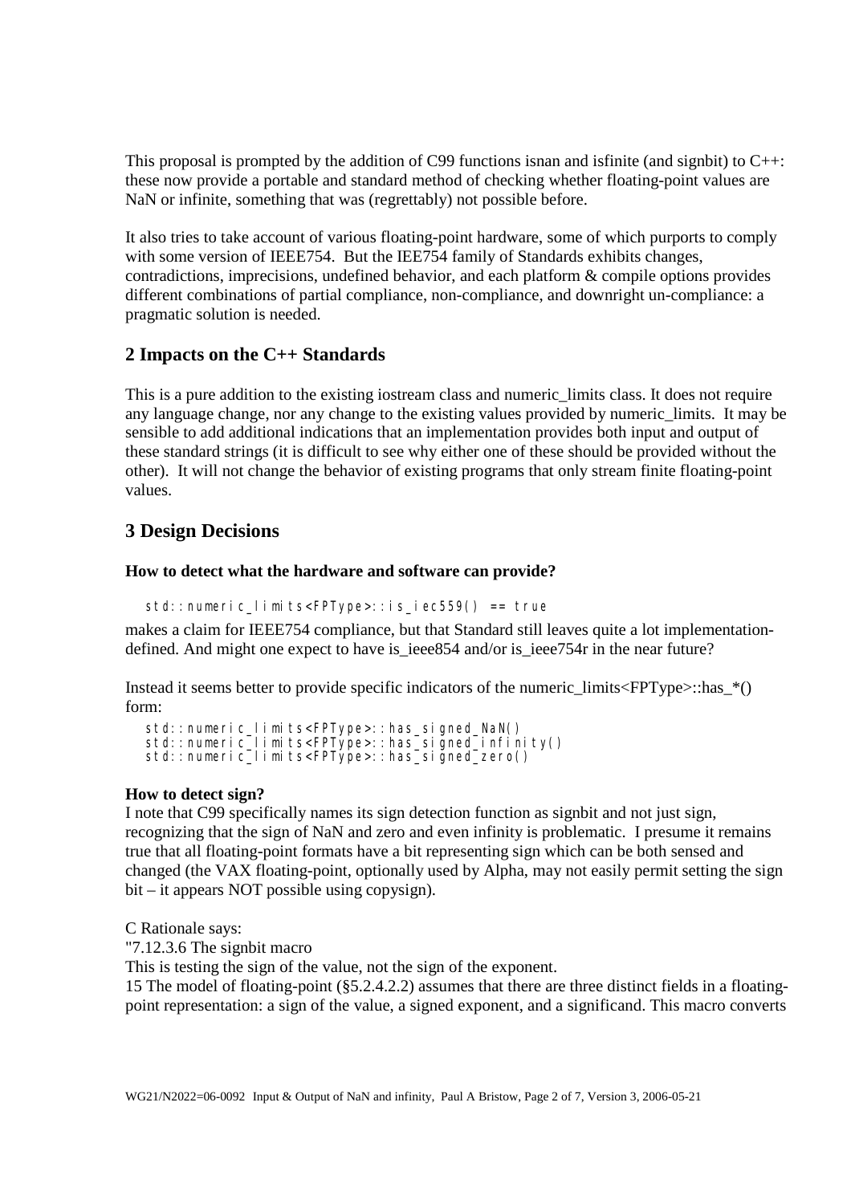This proposal is prompted by the addition of C99 functions isnan and isfinite (and signbit) to C++: these now provide a portable and standard method of checking whether floating-point values are NaN or infinite, something that was (regrettably) not possible before.

It also tries to take account of various floating-point hardware, some of which purports to comply with some version of IEEE754. But the IEE754 family of Standards exhibits changes, contradictions, imprecisions, undefined behavior, and each platform & compile options provides different combinations of partial compliance, non-compliance, and downright un-compliance: a pragmatic solution is needed.

## 2 Impacts on the C++ Standards

This is a pure addition to the existing iostream class and numeric_limits class. It does not require any language change, nor any change to the existing values provided by numeric_limits. It may be sensible to add additional indications that an implementation provides both input and output of these standard strings (it is difficult to see why either one of these should be provided without the other). It will not change the behavior of existing programs that only stream finite floating-point values.

## 3 Design Decisions

**How to detect what the hardware and software can provide?**

```
std::numeric_limits<FPType>::is_iec559() == true
```

makes a claim for IEEE754 compliance, but that Standard still leaves quite a lot implementation-defined. And might one expect to have is_ieee854 and/or is_ieee754r in the near future?

Instead it seems better to provide specific indicators of the numeric_limits<FPType>::has_*() form:

```
std::numeric_limits<FPType>::has_signed_NaN()
std::numeric_limits<FPType>::has_signed_infinity()
std::numeric_limits<FPType>::has_signed_zero()
```

**How to detect sign?**

I note that C99 specifically names its sign detection function as signbit and not just sign, recognizing that the sign of NaN and zero and even infinity is problematic. I presume it remains true that all floating-point formats have a bit representing sign which can be both sensed and changed (the VAX floating-point, optionally used by Alpha, may not easily permit setting the sign bit – it appears NOT possible using copysign).

C Rationale says:

"7.12.3.6 The signbit macro

This is testing the sign of the value, not the sign of the exponent.

15 The model of floating-point (§5.2.4.2.2) assumes that there are three distinct fields in a floating-point representation: a sign of the value, a signed exponent, and a significand. This macro converts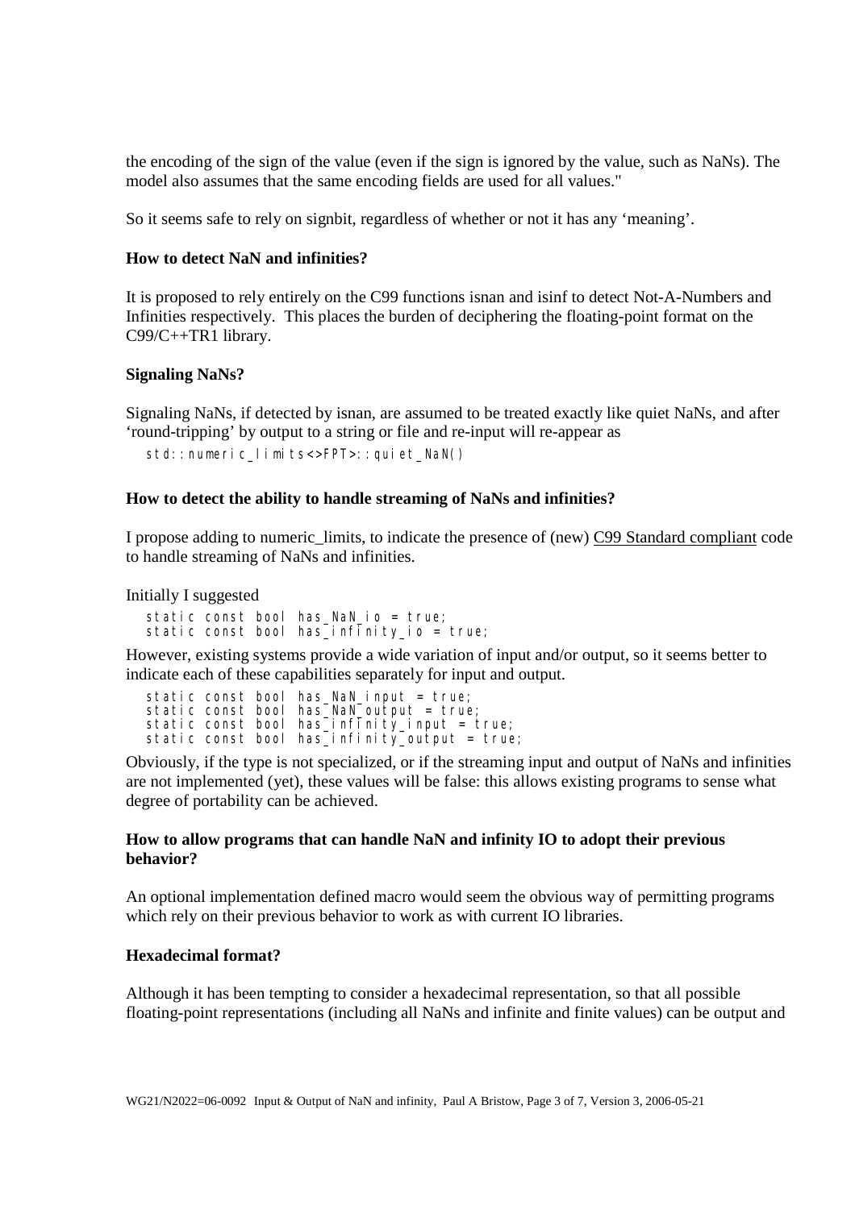the encoding of the sign of the value (even if the sign is ignored by the value, such as NaNs). The model also assumes that the same encoding fields are used for all values."

So it seems safe to rely on signbit, regardless of whether or not it has any 'meaning'.

**How to detect NaN and infinities?**

It is proposed to rely entirely on the C99 functions isnan and isinf to detect Not-A-Numbers and Infinities respectively. This places the burden of deciphering the floating-point format on the C99/C++TR1 library.

**Signaling NaNs?**

Signaling NaNs, if detected by isnan, are assumed to be treated exactly like quiet NaNs, and after 'round-tripping' by output to a string or file and re-input will re-appear as

```
std::numeric_limits<>FPT>::quiet_NaN()
```

**How to detect the ability to handle streaming of NaNs and infinities?**

I propose adding to numeric_limits, to indicate the presence of (new) C99 Standard compliant code to handle streaming of NaNs and infinities.

Initially I suggested

```
static const bool has_NaN_io = true;
static const bool has_infinity_io = true;
```

However, existing systems provide a wide variation of input and/or output, so it seems better to indicate each of these capabilities separately for input and output.

```
static const bool has_NaN_input = true;
static const bool has_NaN_output = true;
static const bool has_infinity_input = true;
static const bool has_infinity_output = true;
```

Obviously, if the type is not specialized, or if the streaming input and output of NaNs and infinities are not implemented (yet), these values will be false: this allows existing programs to sense what degree of portability can be achieved.

**How to allow programs that can handle NaN and infinity IO to adopt their previous behavior?**

An optional implementation defined macro would seem the obvious way of permitting programs which rely on their previous behavior to work as with current IO libraries.

**Hexadecimal format?**

Although it has been tempting to consider a hexadecimal representation, so that all possible floating-point representations (including all NaNs and infinite and finite values) can be output and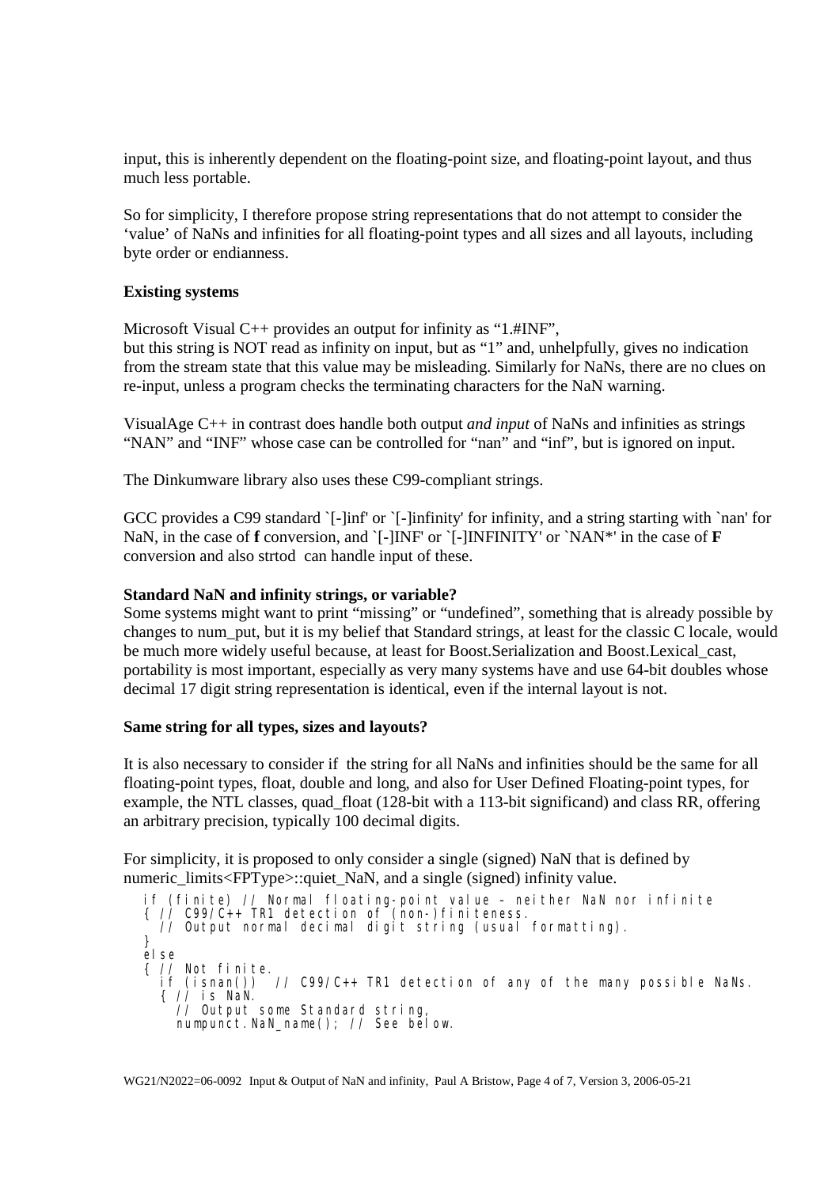input, this is inherently dependent on the floating-point size, and floating-point layout, and thus much less portable.

So for simplicity, I therefore propose string representations that do not attempt to consider the 'value' of NaNs and infinities for all floating-point types and all sizes and all layouts, including byte order or endianness.

**Existing systems**

Microsoft Visual C++ provides an output for infinity as "1.#INF",
but this string is NOT read as infinity on input, but as "1" and, unhelpfully, gives no indication from the stream state that this value may be misleading. Similarly for NaNs, there are no clues on re-input, unless a program checks the terminating characters for the NaN warning.

VisualAge C++ in contrast does handle both output *and input* of NaNs and infinities as strings "NAN" and "INF" whose case can be controlled for "nan" and "inf", but is ignored on input.

The Dinkumware library also uses these C99-compliant strings.

GCC provides a C99 standard `[-]inf' or `[-]infinity' for infinity, and a string starting with `nan' for NaN, in the case of **f** conversion, and `[-]INF' or `[-]INFINITY' or `NAN*' in the case of **F** conversion and also strtod can handle input of these.

**Standard NaN and infinity strings, or variable?**

Some systems might want to print "missing" or "undefined", something that is already possible by changes to num_put, but it is my belief that Standard strings, at least for the classic C locale, would be much more widely useful because, at least for Boost.Serialization and Boost.Lexical_cast, portability is most important, especially as very many systems have and use 64-bit doubles whose decimal 17 digit string representation is identical, even if the internal layout is not.

**Same string for all types, sizes and layouts?**

It is also necessary to consider if the string for all NaNs and infinities should be the same for all floating-point types, float, double and long, and also for User Defined Floating-point types, for example, the NTL classes, quad_float (128-bit with a 113-bit significand) and class RR, offering an arbitrary precision, typically 100 decimal digits.

For simplicity, it is proposed to only consider a single (signed) NaN that is defined by numeric_limits<FPType>::quiet_NaN, and a single (signed) infinity value.

```
if (finite) // Normal floating-point value - neither NaN nor infinite
{ // C99/C++ TR1 detection of (non-)finiteness.
  // Output normal decimal digit string (usual formatting).
}
else
{ // Not finite.
  if (isnan())  // C99/C++ TR1 detection of any of the many possible NaNs.
  { // is NaN.
    // Output some Standard string,
    numpunct.NaN_name(); // See below.
```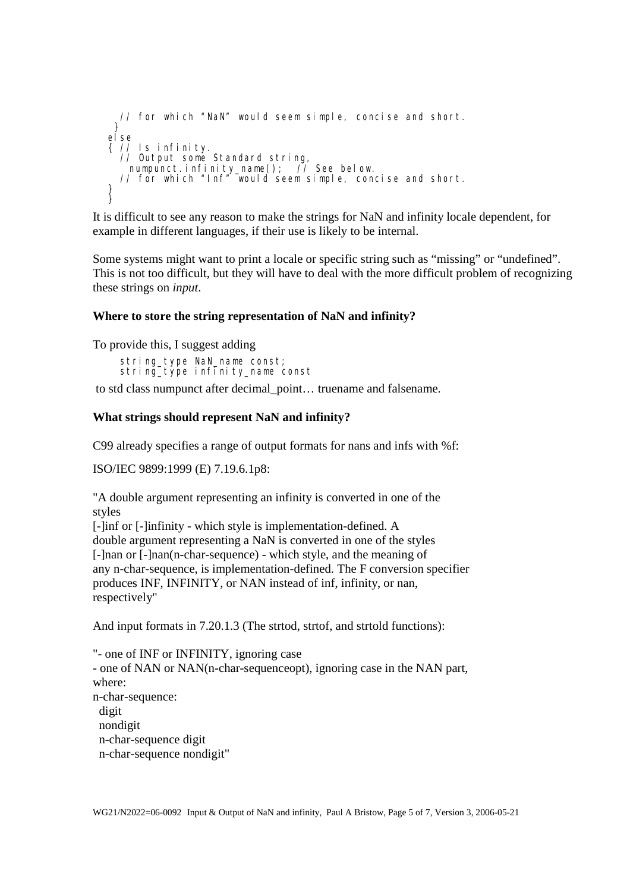```
    // for which "NaN" would seem simple, concise and short.
  }
  else
  { // Is infinity.
    // Output some Standard string,
      numpunct.infinity_name();  // See below.
    // for which "Inf" would seem simple, concise and short.
  }
  }
```

It is difficult to see any reason to make the strings for NaN and infinity locale dependent, for example in different languages, if their use is likely to be internal.

Some systems might want to print a locale or specific string such as "missing" or "undefined". This is not too difficult, but they will have to deal with the more difficult problem of recognizing these strings on *input*.

**Where to store the string representation of NaN and infinity?**

To provide this, I suggest adding

```
string_type NaN_name const;
string_type infinity_name const
```

to std class numpunct after decimal_point… truename and falsename.

**What strings should represent NaN and infinity?**

C99 already specifies a range of output formats for nans and infs with %f:

ISO/IEC 9899:1999 (E) 7.19.6.1p8:

"A double argument representing an infinity is converted in one of the styles
[-]inf or [-]infinity - which style is implementation-defined. A double argument representing a NaN is converted in one of the styles [-]nan or [-]nan(n-char-sequence) - which style, and the meaning of any n-char-sequence, is implementation-defined. The F conversion specifier produces INF, INFINITY, or NAN instead of inf, infinity, or nan, respectively"

And input formats in 7.20.1.3 (The strtod, strtof, and strtold functions):

"- one of INF or INFINITY, ignoring case
- one of NAN or NAN(n-char-sequenceopt), ignoring case in the NAN part, where:
n-char-sequence:
  digit
  nondigit
  n-char-sequence digit
  n-char-sequence nondigit"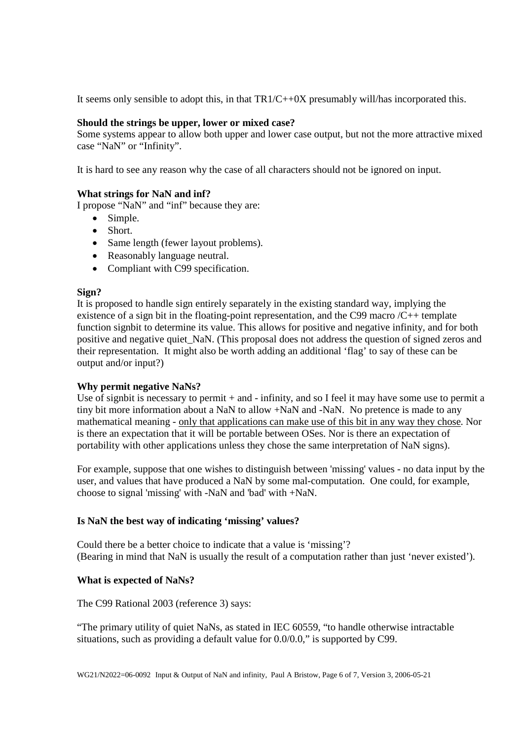It seems only sensible to adopt this, in that TR1/C++0X presumably will/has incorporated this.

**Should the strings be upper, lower or mixed case?**

Some systems appear to allow both upper and lower case output, but not the more attractive mixed case “NaN” or “Infinity”.

It is hard to see any reason why the case of all characters should not be ignored on input.

**What strings for NaN and inf?**

I propose “NaN” and “inf” because they are:

- Simple.
- Short.
- Same length (fewer layout problems).
- Reasonably language neutral.
- Compliant with C99 specification.

**Sign?**

It is proposed to handle sign entirely separately in the existing standard way, implying the existence of a sign bit in the floating-point representation, and the C99 macro /C++ template function signbit to determine its value. This allows for positive and negative infinity, and for both positive and negative quiet_NaN. (This proposal does not address the question of signed zeros and their representation. It might also be worth adding an additional ‘flag’ to say of these can be output and/or input?)

**Why permit negative NaNs?**

Use of signbit is necessary to permit + and - infinity, and so I feel it may have some use to permit a tiny bit more information about a NaN to allow +NaN and -NaN. No pretence is made to any mathematical meaning - <u>only that applications can make use of this bit in any way they chose</u>. Nor is there an expectation that it will be portable between OSes. Nor is there an expectation of portability with other applications unless they chose the same interpretation of NaN signs).

For example, suppose that one wishes to distinguish between 'missing' values - no data input by the user, and values that have produced a NaN by some mal-computation. One could, for example, choose to signal 'missing' with -NaN and 'bad' with +NaN.

**Is NaN the best way of indicating ‘missing’ values?**

Could there be a better choice to indicate that a value is ‘missing’?
(Bearing in mind that NaN is usually the result of a computation rather than just ‘never existed’).

**What is expected of NaNs?**

The C99 Rational 2003 (reference 3) says:

“The primary utility of quiet NaNs, as stated in IEC 60559, “to handle otherwise intractable situations, such as providing a default value for 0.0/0.0,” is supported by C99.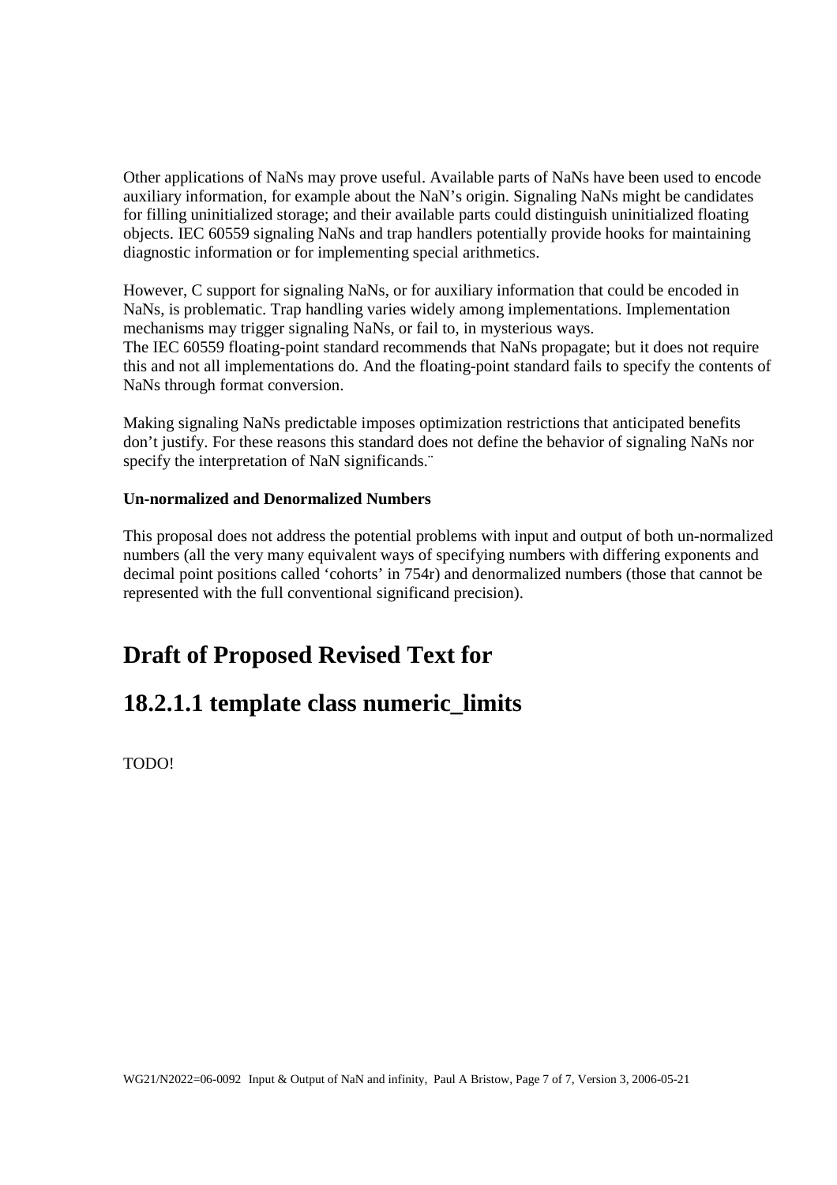Other applications of NaNs may prove useful. Available parts of NaNs have been used to encode auxiliary information, for example about the NaN's origin. Signaling NaNs might be candidates for filling uninitialized storage; and their available parts could distinguish uninitialized floating objects. IEC 60559 signaling NaNs and trap handlers potentially provide hooks for maintaining diagnostic information or for implementing special arithmetics.

However, C support for signaling NaNs, or for auxiliary information that could be encoded in NaNs, is problematic. Trap handling varies widely among implementations. Implementation mechanisms may trigger signaling NaNs, or fail to, in mysterious ways.
The IEC 60559 floating-point standard recommends that NaNs propagate; but it does not require this and not all implementations do. And the floating-point standard fails to specify the contents of NaNs through format conversion.

Making signaling NaNs predictable imposes optimization restrictions that anticipated benefits don't justify. For these reasons this standard does not define the behavior of signaling NaNs nor specify the interpretation of NaN significands.¨

**Un-normalized and Denormalized Numbers**

This proposal does not address the potential problems with input and output of both un-normalized numbers (all the very many equivalent ways of specifying numbers with differing exponents and decimal point positions called 'cohorts' in 754r) and denormalized numbers (those that cannot be represented with the full conventional significand precision).

# Draft of Proposed Revised Text for

# 18.2.1.1 template class numeric_limits

TODO!